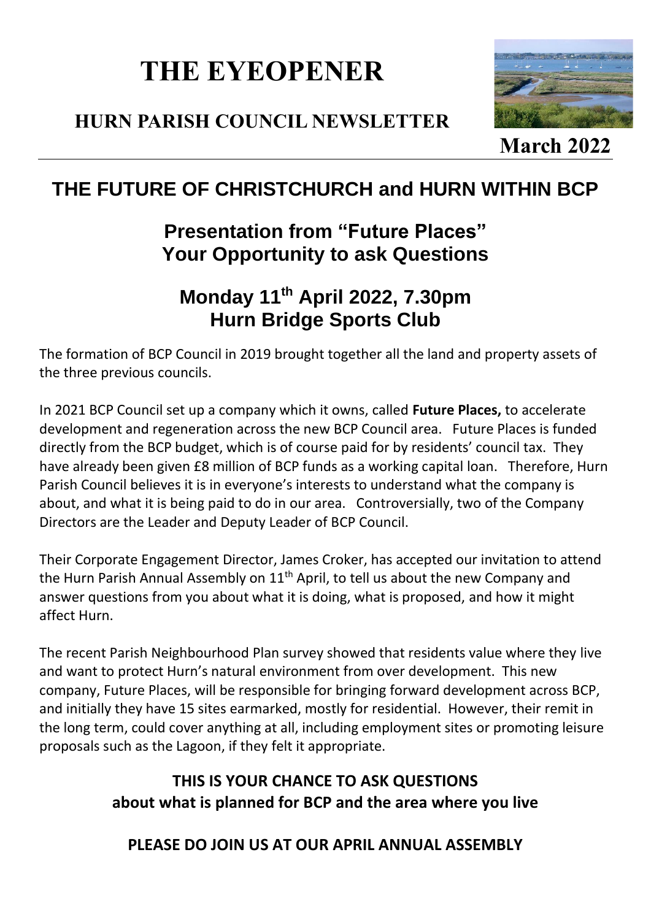# THE EYEOPENER

## HURN PARISH COUNCIL NEWSLETTER

**March 2022**

## THE FUTURE OF CHRISTCHURCH and HURN WITHIN BCP

### Presentation from "Future Places"
### Your Opportunity to ask Questions

### Monday 11th April 2022, 7.30pm
### Hurn Bridge Sports Club

The formation of BCP Council in 2019 brought together all the land and property assets of the three previous councils.

In 2021 BCP Council set up a company which it owns, called **Future Places,** to accelerate development and regeneration across the new BCP Council area. Future Places is funded directly from the BCP budget, which is of course paid for by residents' council tax. They have already been given £8 million of BCP funds as a working capital loan. Therefore, Hurn Parish Council believes it is in everyone's interests to understand what the company is about, and what it is being paid to do in our area. Controversially, two of the Company Directors are the Leader and Deputy Leader of BCP Council.

Their Corporate Engagement Director, James Croker, has accepted our invitation to attend the Hurn Parish Annual Assembly on 11th April, to tell us about the new Company and answer questions from you about what it is doing, what is proposed, and how it might affect Hurn.

The recent Parish Neighbourhood Plan survey showed that residents value where they live and want to protect Hurn's natural environment from over development. This new company, Future Places, will be responsible for bringing forward development across BCP, and initially they have 15 sites earmarked, mostly for residential. However, their remit in the long term, could cover anything at all, including employment sites or promoting leisure proposals such as the Lagoon, if they felt it appropriate.

**THIS IS YOUR CHANCE TO ASK QUESTIONS**
**about what is planned for BCP and the area where you live**

**PLEASE DO JOIN US AT OUR APRIL ANNUAL ASSEMBLY**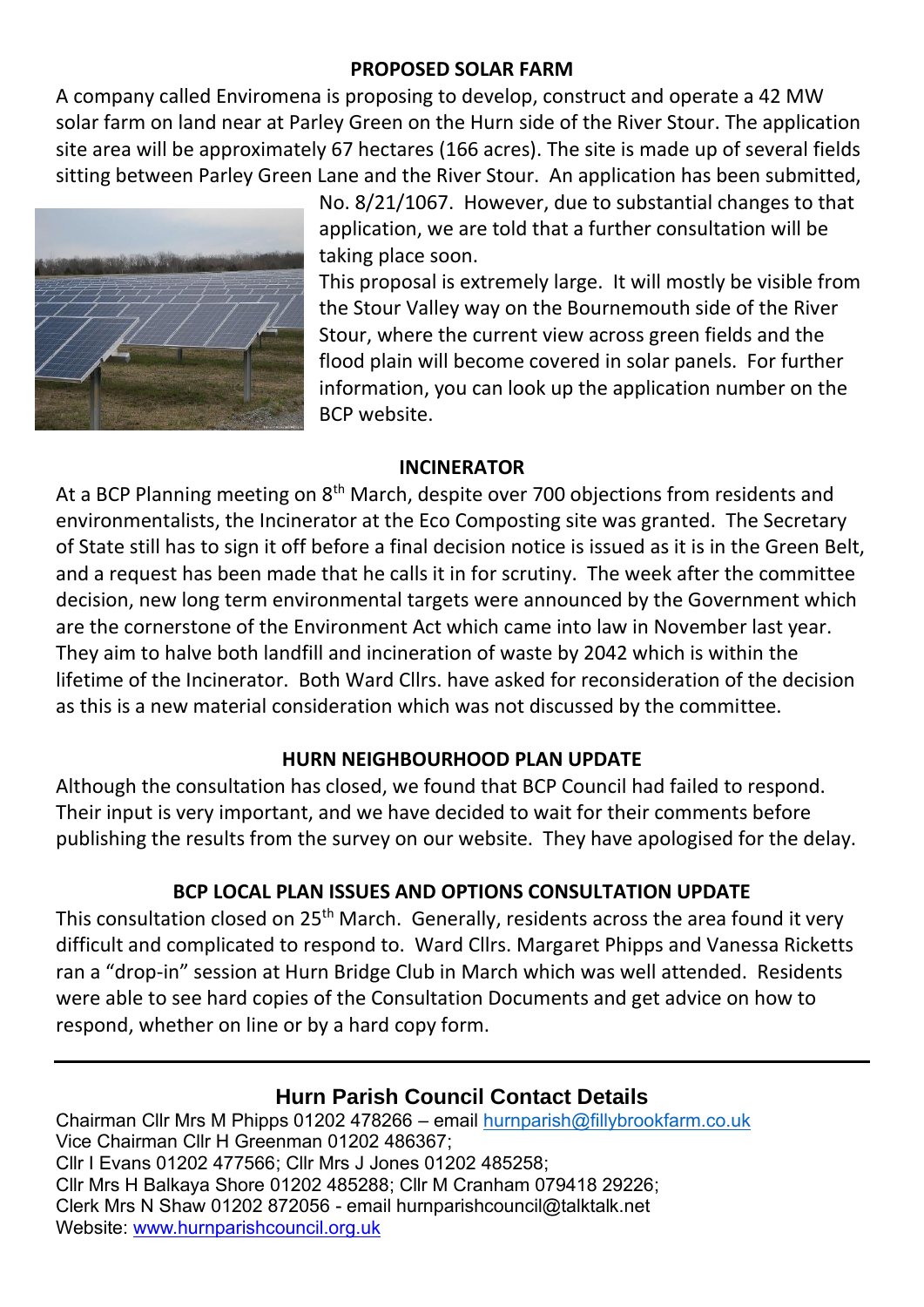## PROPOSED SOLAR FARM

A company called Enviromena is proposing to develop, construct and operate a 42 MW solar farm on land near at Parley Green on the Hurn side of the River Stour. The application site area will be approximately 67 hectares (166 acres). The site is made up of several fields sitting between Parley Green Lane and the River Stour. An application has been submitted, No. 8/21/1067. However, due to substantial changes to that application, we are told that a further consultation will be taking place soon.

This proposal is extremely large. It will mostly be visible from the Stour Valley way on the Bournemouth side of the River Stour, where the current view across green fields and the flood plain will become covered in solar panels. For further information, you can look up the application number on the BCP website.

## INCINERATOR

At a BCP Planning meeting on 8th March, despite over 700 objections from residents and environmentalists, the Incinerator at the Eco Composting site was granted. The Secretary of State still has to sign it off before a final decision notice is issued as it is in the Green Belt, and a request has been made that he calls it in for scrutiny. The week after the committee decision, new long term environmental targets were announced by the Government which are the cornerstone of the Environment Act which came into law in November last year. They aim to halve both landfill and incineration of waste by 2042 which is within the lifetime of the Incinerator. Both Ward Cllrs. have asked for reconsideration of the decision as this is a new material consideration which was not discussed by the committee.

## HURN NEIGHBOURHOOD PLAN UPDATE

Although the consultation has closed, we found that BCP Council had failed to respond. Their input is very important, and we have decided to wait for their comments before publishing the results from the survey on our website. They have apologised for the delay.

## BCP LOCAL PLAN ISSUES AND OPTIONS CONSULTATION UPDATE

This consultation closed on 25th March. Generally, residents across the area found it very difficult and complicated to respond to. Ward Cllrs. Margaret Phipps and Vanessa Ricketts ran a "drop-in" session at Hurn Bridge Club in March which was well attended. Residents were able to see hard copies of the Consultation Documents and get advice on how to respond, whether on line or by a hard copy form.

---

## Hurn Parish Council Contact Details

Chairman Cllr Mrs M Phipps 01202 478266 – email hurnparish@fillybrookfarm.co.uk
Vice Chairman Cllr H Greenman 01202 486367;
Cllr I Evans 01202 477566; Cllr Mrs J Jones 01202 485258;
Cllr Mrs H Balkaya Shore 01202 485288; Cllr M Cranham 079418 29226;
Clerk Mrs N Shaw 01202 872056 - email hurnparishcouncil@talktalk.net
Website: www.hurnparishcouncil.org.uk